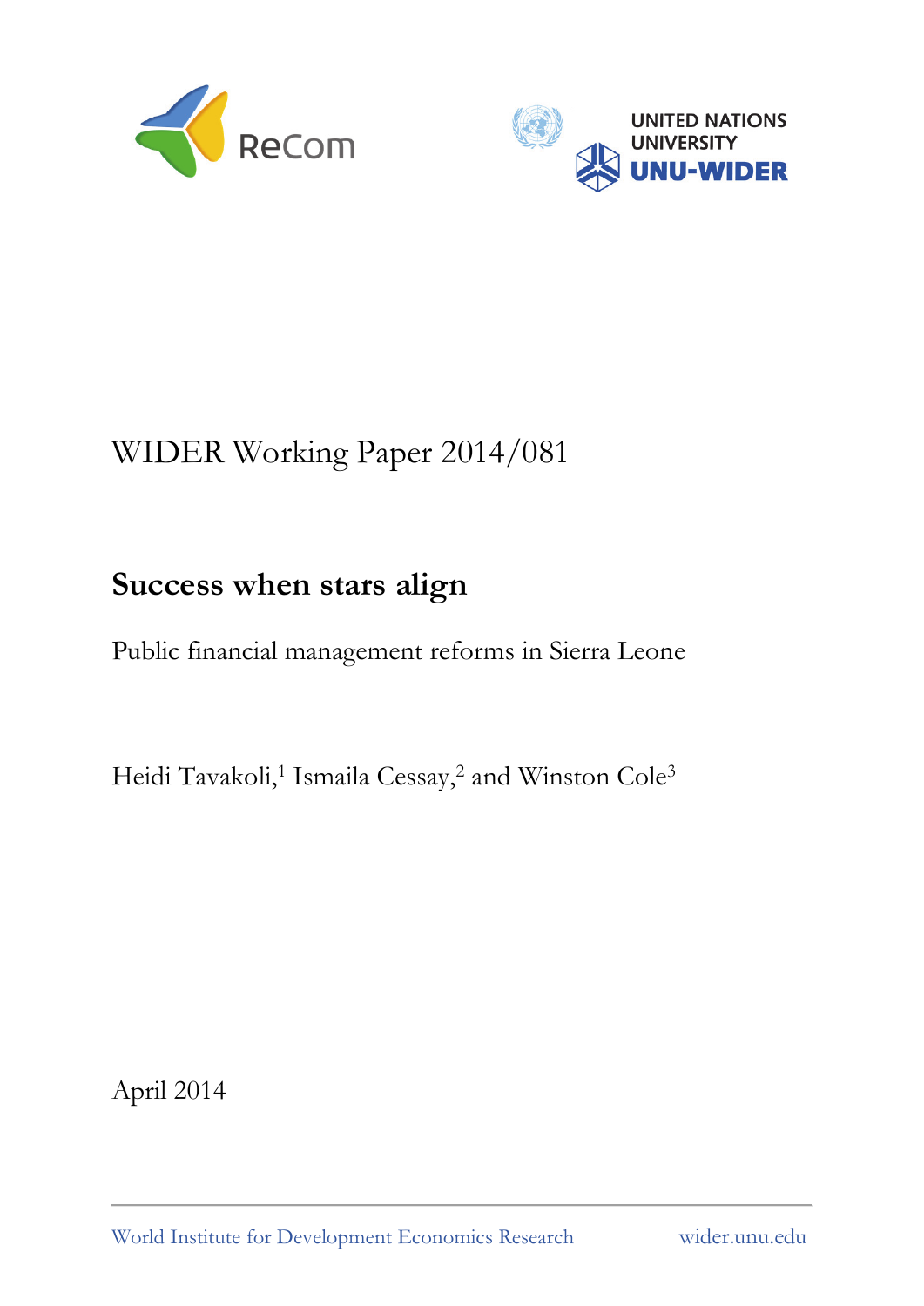WIDER Working Paper 2014/081

# Success when stars align

Public financial management reforms in Sierra Leone

Heidi Tavakoli,[1] Ismaila Cessay,[2] and Winston Cole[3]

April 2014

World Institute for Development Economics Research wider.unu.edu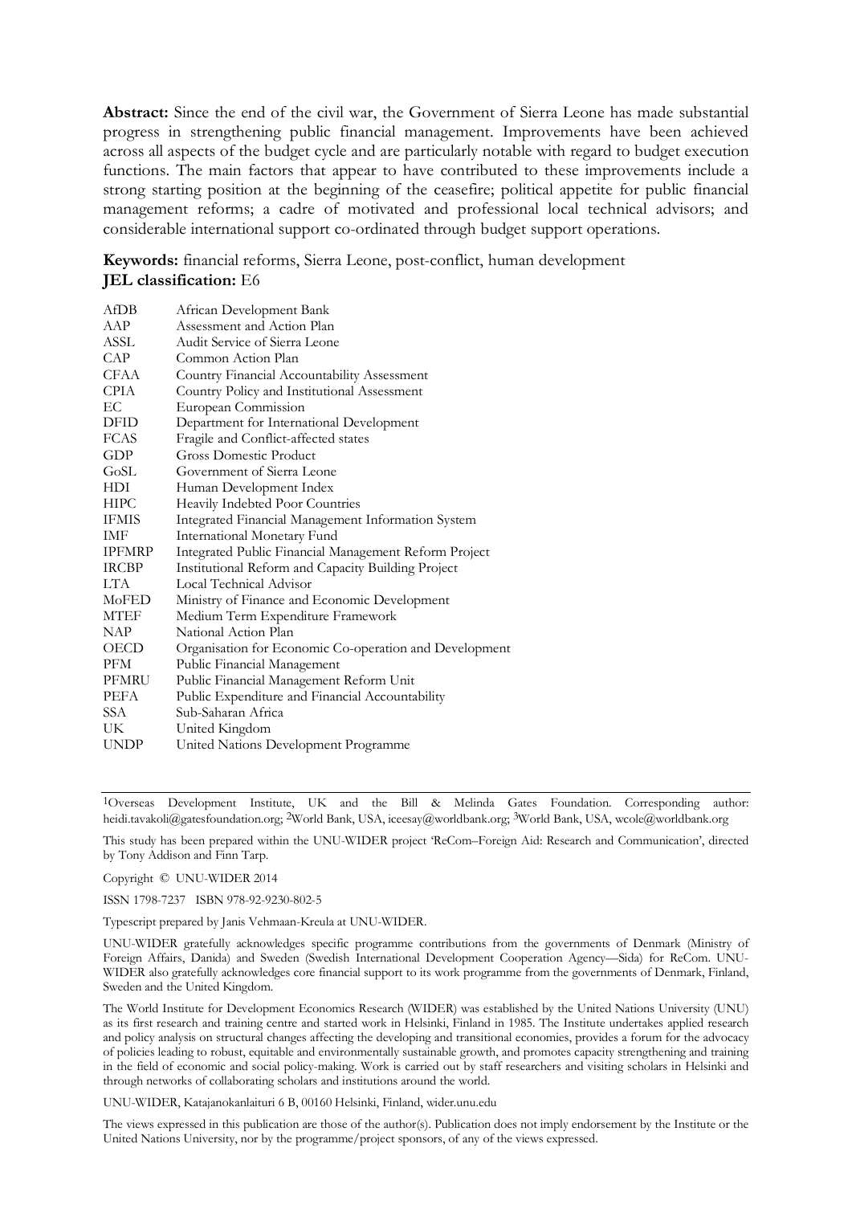**Abstract:** Since the end of the civil war, the Government of Sierra Leone has made substantial progress in strengthening public financial management. Improvements have been achieved across all aspects of the budget cycle and are particularly notable with regard to budget execution functions. The main factors that appear to have contributed to these improvements include a strong starting position at the beginning of the ceasefire; political appetite for public financial management reforms; a cadre of motivated and professional local technical advisors; and considerable international support co-ordinated through budget support operations.

**Keywords:** financial reforms, Sierra Leone, post-conflict, human development
**JEL classification:** E6

| | |
|---|---|
| AfDB | African Development Bank |
| AAP | Assessment and Action Plan |
| ASSL | Audit Service of Sierra Leone |
| CAP | Common Action Plan |
| CFAA | Country Financial Accountability Assessment |
| CPIA | Country Policy and Institutional Assessment |
| EC | European Commission |
| DFID | Department for International Development |
| FCAS | Fragile and Conflict-affected states |
| GDP | Gross Domestic Product |
| GoSL | Government of Sierra Leone |
| HDI | Human Development Index |
| HIPC | Heavily Indebted Poor Countries |
| IFMIS | Integrated Financial Management Information System |
| IMF | International Monetary Fund |
| IPFMRP | Integrated Public Financial Management Reform Project |
| IRCBP | Institutional Reform and Capacity Building Project |
| LTA | Local Technical Advisor |
| MoFED | Ministry of Finance and Economic Development |
| MTEF | Medium Term Expenditure Framework |
| NAP | National Action Plan |
| OECD | Organisation for Economic Co-operation and Development |
| PFM | Public Financial Management |
| PFMRU | Public Financial Management Reform Unit |
| PEFA | Public Expenditure and Financial Accountability |
| SSA | Sub-Saharan Africa |
| UK | United Kingdom |
| UNDP | United Nations Development Programme |

---

[1]Overseas Development Institute, UK and the Bill & Melinda Gates Foundation. Corresponding author: heidi.tavakoli@gatesfoundation.org; [2]World Bank, USA, iceesay@worldbank.org; [3]World Bank, USA, wcole@worldbank.org

This study has been prepared within the UNU-WIDER project 'ReCom–Foreign Aid: Research and Communication', directed by Tony Addison and Finn Tarp.

Copyright © UNU-WIDER 2014

ISSN 1798-7237 ISBN 978-92-9230-802-5

Typescript prepared by Janis Vehmaan-Kreula at UNU-WIDER.

UNU-WIDER gratefully acknowledges specific programme contributions from the governments of Denmark (Ministry of Foreign Affairs, Danida) and Sweden (Swedish International Development Cooperation Agency—Sida) for ReCom. UNU-WIDER also gratefully acknowledges core financial support to its work programme from the governments of Denmark, Finland, Sweden and the United Kingdom.

The World Institute for Development Economics Research (WIDER) was established by the United Nations University (UNU) as its first research and training centre and started work in Helsinki, Finland in 1985. The Institute undertakes applied research and policy analysis on structural changes affecting the developing and transitional economies, provides a forum for the advocacy of policies leading to robust, equitable and environmentally sustainable growth, and promotes capacity strengthening and training in the field of economic and social policy-making. Work is carried out by staff researchers and visiting scholars in Helsinki and through networks of collaborating scholars and institutions around the world.

UNU-WIDER, Katajanokanlaituri 6 B, 00160 Helsinki, Finland, wider.unu.edu

The views expressed in this publication are those of the author(s). Publication does not imply endorsement by the Institute or the United Nations University, nor by the programme/project sponsors, of any of the views expressed.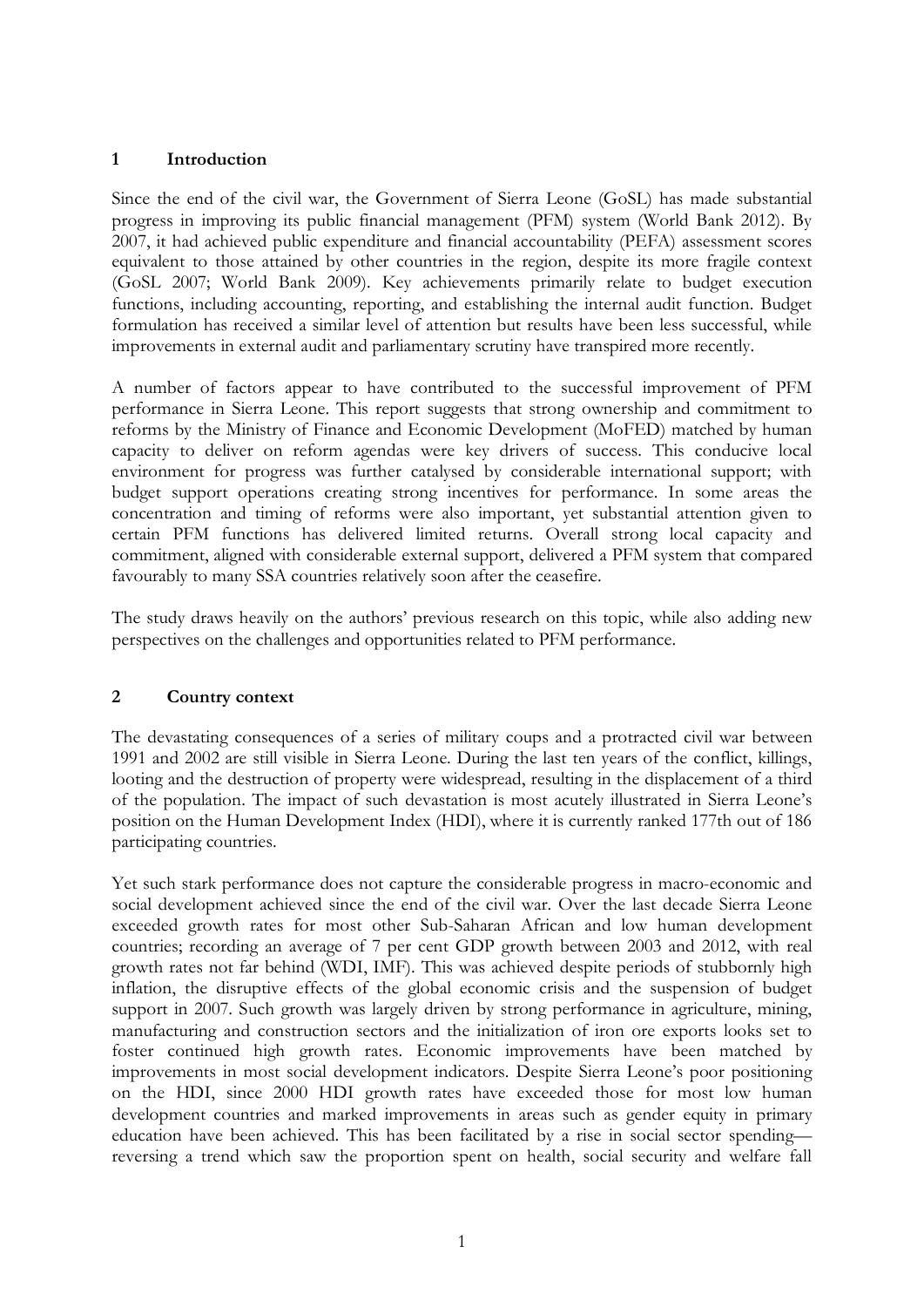## 1 Introduction

Since the end of the civil war, the Government of Sierra Leone (GoSL) has made substantial progress in improving its public financial management (PFM) system (World Bank 2012). By 2007, it had achieved public expenditure and financial accountability (PEFA) assessment scores equivalent to those attained by other countries in the region, despite its more fragile context (GoSL 2007; World Bank 2009). Key achievements primarily relate to budget execution functions, including accounting, reporting, and establishing the internal audit function. Budget formulation has received a similar level of attention but results have been less successful, while improvements in external audit and parliamentary scrutiny have transpired more recently.

A number of factors appear to have contributed to the successful improvement of PFM performance in Sierra Leone. This report suggests that strong ownership and commitment to reforms by the Ministry of Finance and Economic Development (MoFED) matched by human capacity to deliver on reform agendas were key drivers of success. This conducive local environment for progress was further catalysed by considerable international support; with budget support operations creating strong incentives for performance. In some areas the concentration and timing of reforms were also important, yet substantial attention given to certain PFM functions has delivered limited returns. Overall strong local capacity and commitment, aligned with considerable external support, delivered a PFM system that compared favourably to many SSA countries relatively soon after the ceasefire.

The study draws heavily on the authors' previous research on this topic, while also adding new perspectives on the challenges and opportunities related to PFM performance.

## 2 Country context

The devastating consequences of a series of military coups and a protracted civil war between 1991 and 2002 are still visible in Sierra Leone. During the last ten years of the conflict, killings, looting and the destruction of property were widespread, resulting in the displacement of a third of the population. The impact of such devastation is most acutely illustrated in Sierra Leone's position on the Human Development Index (HDI), where it is currently ranked 177th out of 186 participating countries.

Yet such stark performance does not capture the considerable progress in macro-economic and social development achieved since the end of the civil war. Over the last decade Sierra Leone exceeded growth rates for most other Sub-Saharan African and low human development countries; recording an average of 7 per cent GDP growth between 2003 and 2012, with real growth rates not far behind (WDI, IMF). This was achieved despite periods of stubbornly high inflation, the disruptive effects of the global economic crisis and the suspension of budget support in 2007. Such growth was largely driven by strong performance in agriculture, mining, manufacturing and construction sectors and the initialization of iron ore exports looks set to foster continued high growth rates. Economic improvements have been matched by improvements in most social development indicators. Despite Sierra Leone's poor positioning on the HDI, since 2000 HDI growth rates have exceeded those for most low human development countries and marked improvements in areas such as gender equity in primary education have been achieved. This has been facilitated by a rise in social sector spending—reversing a trend which saw the proportion spent on health, social security and welfare fall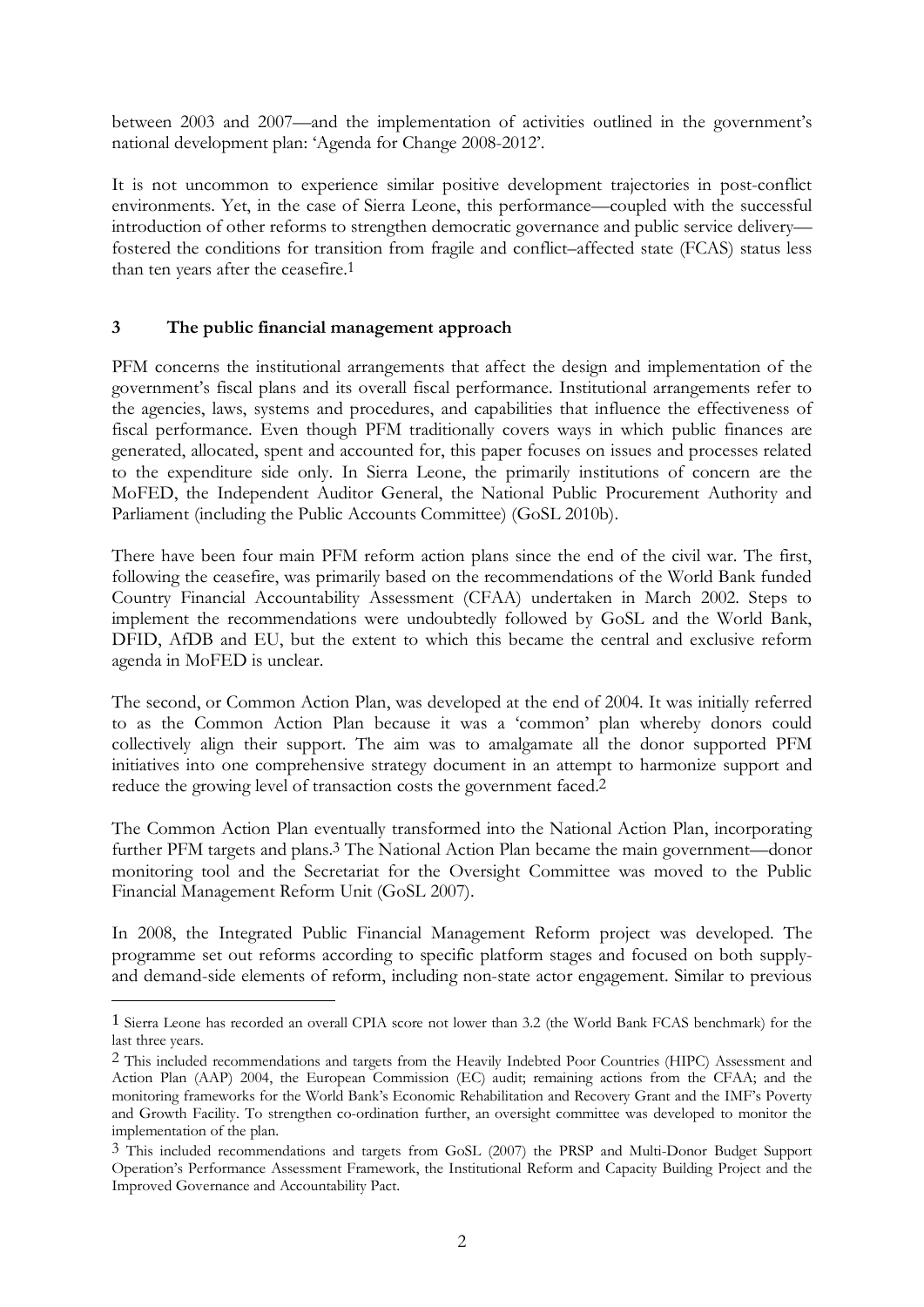between 2003 and 2007—and the implementation of activities outlined in the government's national development plan: 'Agenda for Change 2008-2012'.

It is not uncommon to experience similar positive development trajectories in post-conflict environments. Yet, in the case of Sierra Leone, this performance—coupled with the successful introduction of other reforms to strengthen democratic governance and public service delivery—fostered the conditions for transition from fragile and conflict–affected state (FCAS) status less than ten years after the ceasefire.[1]

## 3 The public financial management approach

PFM concerns the institutional arrangements that affect the design and implementation of the government's fiscal plans and its overall fiscal performance. Institutional arrangements refer to the agencies, laws, systems and procedures, and capabilities that influence the effectiveness of fiscal performance. Even though PFM traditionally covers ways in which public finances are generated, allocated, spent and accounted for, this paper focuses on issues and processes related to the expenditure side only. In Sierra Leone, the primarily institutions of concern are the MoFED, the Independent Auditor General, the National Public Procurement Authority and Parliament (including the Public Accounts Committee) (GoSL 2010b).

There have been four main PFM reform action plans since the end of the civil war. The first, following the ceasefire, was primarily based on the recommendations of the World Bank funded Country Financial Accountability Assessment (CFAA) undertaken in March 2002. Steps to implement the recommendations were undoubtedly followed by GoSL and the World Bank, DFID, AfDB and EU, but the extent to which this became the central and exclusive reform agenda in MoFED is unclear.

The second, or Common Action Plan, was developed at the end of 2004. It was initially referred to as the Common Action Plan because it was a 'common' plan whereby donors could collectively align their support. The aim was to amalgamate all the donor supported PFM initiatives into one comprehensive strategy document in an attempt to harmonize support and reduce the growing level of transaction costs the government faced.[2]

The Common Action Plan eventually transformed into the National Action Plan, incorporating further PFM targets and plans.[3] The National Action Plan became the main government—donor monitoring tool and the Secretariat for the Oversight Committee was moved to the Public Financial Management Reform Unit (GoSL 2007).

In 2008, the Integrated Public Financial Management Reform project was developed. The programme set out reforms according to specific platform stages and focused on both supply- and demand-side elements of reform, including non-state actor engagement. Similar to previous

---

[1] Sierra Leone has recorded an overall CPIA score not lower than 3.2 (the World Bank FCAS benchmark) for the last three years.

[2] This included recommendations and targets from the Heavily Indebted Poor Countries (HIPC) Assessment and Action Plan (AAP) 2004, the European Commission (EC) audit; remaining actions from the CFAA; and the monitoring frameworks for the World Bank's Economic Rehabilitation and Recovery Grant and the IMF's Poverty and Growth Facility. To strengthen co-ordination further, an oversight committee was developed to monitor the implementation of the plan.

[3] This included recommendations and targets from GoSL (2007) the PRSP and Multi-Donor Budget Support Operation's Performance Assessment Framework, the Institutional Reform and Capacity Building Project and the Improved Governance and Accountability Pact.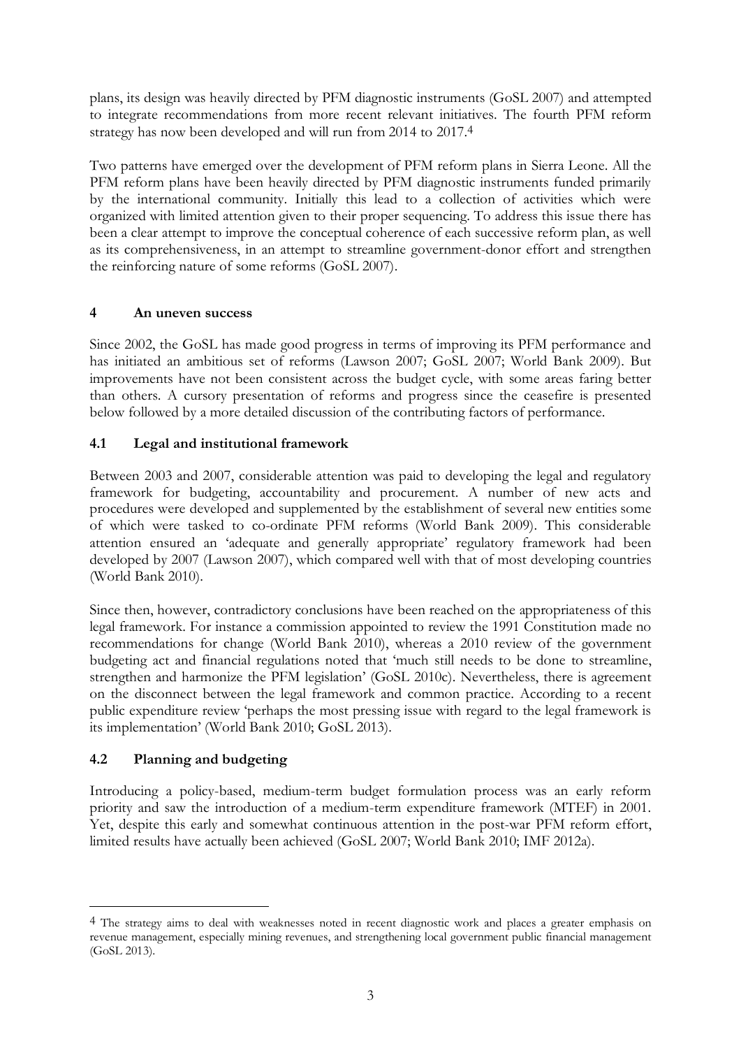plans, its design was heavily directed by PFM diagnostic instruments (GoSL 2007) and attempted to integrate recommendations from more recent relevant initiatives. The fourth PFM reform strategy has now been developed and will run from 2014 to 2017.[4]

Two patterns have emerged over the development of PFM reform plans in Sierra Leone. All the PFM reform plans have been heavily directed by PFM diagnostic instruments funded primarily by the international community. Initially this lead to a collection of activities which were organized with limited attention given to their proper sequencing. To address this issue there has been a clear attempt to improve the conceptual coherence of each successive reform plan, as well as its comprehensiveness, in an attempt to streamline government-donor effort and strengthen the reinforcing nature of some reforms (GoSL 2007).

## 4 An uneven success

Since 2002, the GoSL has made good progress in terms of improving its PFM performance and has initiated an ambitious set of reforms (Lawson 2007; GoSL 2007; World Bank 2009). But improvements have not been consistent across the budget cycle, with some areas faring better than others. A cursory presentation of reforms and progress since the ceasefire is presented below followed by a more detailed discussion of the contributing factors of performance.

### 4.1 Legal and institutional framework

Between 2003 and 2007, considerable attention was paid to developing the legal and regulatory framework for budgeting, accountability and procurement. A number of new acts and procedures were developed and supplemented by the establishment of several new entities some of which were tasked to co-ordinate PFM reforms (World Bank 2009). This considerable attention ensured an 'adequate and generally appropriate' regulatory framework had been developed by 2007 (Lawson 2007), which compared well with that of most developing countries (World Bank 2010).

Since then, however, contradictory conclusions have been reached on the appropriateness of this legal framework. For instance a commission appointed to review the 1991 Constitution made no recommendations for change (World Bank 2010), whereas a 2010 review of the government budgeting act and financial regulations noted that 'much still needs to be done to streamline, strengthen and harmonize the PFM legislation' (GoSL 2010c). Nevertheless, there is agreement on the disconnect between the legal framework and common practice. According to a recent public expenditure review 'perhaps the most pressing issue with regard to the legal framework is its implementation' (World Bank 2010; GoSL 2013).

### 4.2 Planning and budgeting

Introducing a policy-based, medium-term budget formulation process was an early reform priority and saw the introduction of a medium-term expenditure framework (MTEF) in 2001. Yet, despite this early and somewhat continuous attention in the post-war PFM reform effort, limited results have actually been achieved (GoSL 2007; World Bank 2010; IMF 2012a).

---

[4] The strategy aims to deal with weaknesses noted in recent diagnostic work and places a greater emphasis on revenue management, especially mining revenues, and strengthening local government public financial management (GoSL 2013).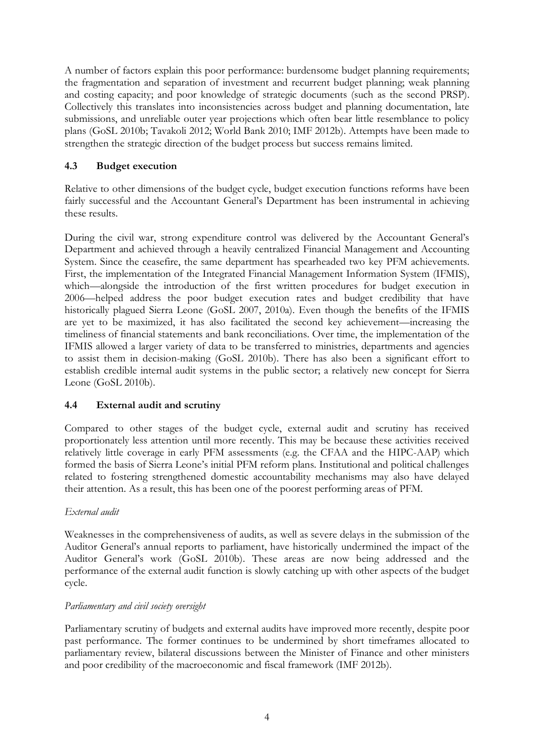A number of factors explain this poor performance: burdensome budget planning requirements; the fragmentation and separation of investment and recurrent budget planning; weak planning and costing capacity; and poor knowledge of strategic documents (such as the second PRSP). Collectively this translates into inconsistencies across budget and planning documentation, late submissions, and unreliable outer year projections which often bear little resemblance to policy plans (GoSL 2010b; Tavakoli 2012; World Bank 2010; IMF 2012b). Attempts have been made to strengthen the strategic direction of the budget process but success remains limited.

### 4.3 Budget execution

Relative to other dimensions of the budget cycle, budget execution functions reforms have been fairly successful and the Accountant General's Department has been instrumental in achieving these results.

During the civil war, strong expenditure control was delivered by the Accountant General's Department and achieved through a heavily centralized Financial Management and Accounting System. Since the ceasefire, the same department has spearheaded two key PFM achievements. First, the implementation of the Integrated Financial Management Information System (IFMIS), which—alongside the introduction of the first written procedures for budget execution in 2006—helped address the poor budget execution rates and budget credibility that have historically plagued Sierra Leone (GoSL 2007, 2010a). Even though the benefits of the IFMIS are yet to be maximized, it has also facilitated the second key achievement—increasing the timeliness of financial statements and bank reconciliations. Over time, the implementation of the IFMIS allowed a larger variety of data to be transferred to ministries, departments and agencies to assist them in decision-making (GoSL 2010b). There has also been a significant effort to establish credible internal audit systems in the public sector; a relatively new concept for Sierra Leone (GoSL 2010b).

### 4.4 External audit and scrutiny

Compared to other stages of the budget cycle, external audit and scrutiny has received proportionately less attention until more recently. This may be because these activities received relatively little coverage in early PFM assessments (e.g. the CFAA and the HIPC-AAP) which formed the basis of Sierra Leone's initial PFM reform plans. Institutional and political challenges related to fostering strengthened domestic accountability mechanisms may also have delayed their attention. As a result, this has been one of the poorest performing areas of PFM.

*External audit*

Weaknesses in the comprehensiveness of audits, as well as severe delays in the submission of the Auditor General's annual reports to parliament, have historically undermined the impact of the Auditor General's work (GoSL 2010b). These areas are now being addressed and the performance of the external audit function is slowly catching up with other aspects of the budget cycle.

*Parliamentary and civil society oversight*

Parliamentary scrutiny of budgets and external audits have improved more recently, despite poor past performance. The former continues to be undermined by short timeframes allocated to parliamentary review, bilateral discussions between the Minister of Finance and other ministers and poor credibility of the macroeconomic and fiscal framework (IMF 2012b).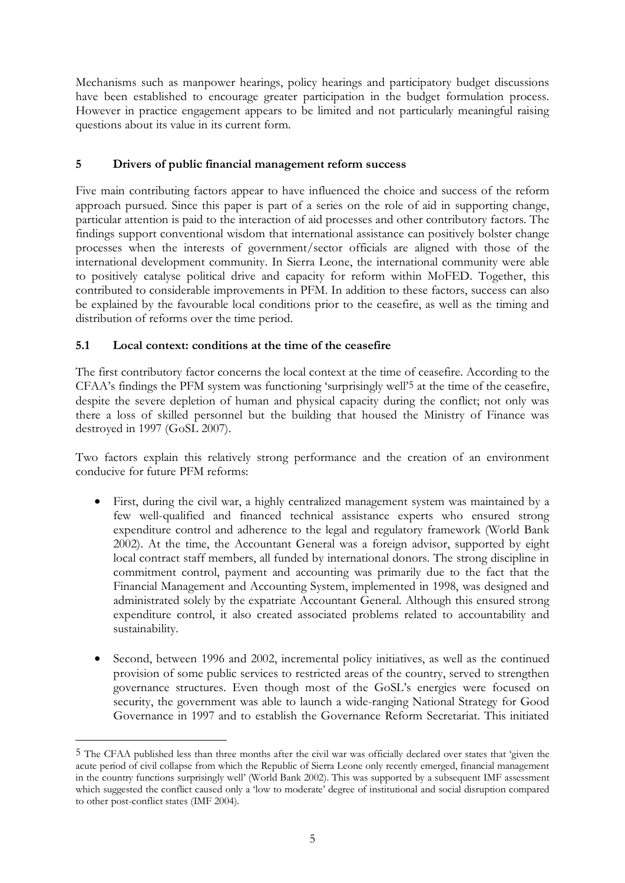Mechanisms such as manpower hearings, policy hearings and participatory budget discussions have been established to encourage greater participation in the budget formulation process. However in practice engagement appears to be limited and not particularly meaningful raising questions about its value in its current form.

## 5 Drivers of public financial management reform success

Five main contributing factors appear to have influenced the choice and success of the reform approach pursued. Since this paper is part of a series on the role of aid in supporting change, particular attention is paid to the interaction of aid processes and other contributory factors. The findings support conventional wisdom that international assistance can positively bolster change processes when the interests of government/sector officials are aligned with those of the international development community. In Sierra Leone, the international community were able to positively catalyse political drive and capacity for reform within MoFED. Together, this contributed to considerable improvements in PFM. In addition to these factors, success can also be explained by the favourable local conditions prior to the ceasefire, as well as the timing and distribution of reforms over the time period.

### 5.1 Local context: conditions at the time of the ceasefire

The first contributory factor concerns the local context at the time of ceasefire. According to the CFAA's findings the PFM system was functioning 'surprisingly well'[5] at the time of the ceasefire, despite the severe depletion of human and physical capacity during the conflict; not only was there a loss of skilled personnel but the building that housed the Ministry of Finance was destroyed in 1997 (GoSL 2007).

Two factors explain this relatively strong performance and the creation of an environment conducive for future PFM reforms:

- First, during the civil war, a highly centralized management system was maintained by a few well-qualified and financed technical assistance experts who ensured strong expenditure control and adherence to the legal and regulatory framework (World Bank 2002). At the time, the Accountant General was a foreign advisor, supported by eight local contract staff members, all funded by international donors. The strong discipline in commitment control, payment and accounting was primarily due to the fact that the Financial Management and Accounting System, implemented in 1998, was designed and administrated solely by the expatriate Accountant General. Although this ensured strong expenditure control, it also created associated problems related to accountability and sustainability.

- Second, between 1996 and 2002, incremental policy initiatives, as well as the continued provision of some public services to restricted areas of the country, served to strengthen governance structures. Even though most of the GoSL's energies were focused on security, the government was able to launch a wide-ranging National Strategy for Good Governance in 1997 and to establish the Governance Reform Secretariat. This initiated

[5] The CFAA published less than three months after the civil war was officially declared over states that 'given the acute period of civil collapse from which the Republic of Sierra Leone only recently emerged, financial management in the country functions surprisingly well' (World Bank 2002). This was supported by a subsequent IMF assessment which suggested the conflict caused only a 'low to moderate' degree of institutional and social disruption compared to other post-conflict states (IMF 2004).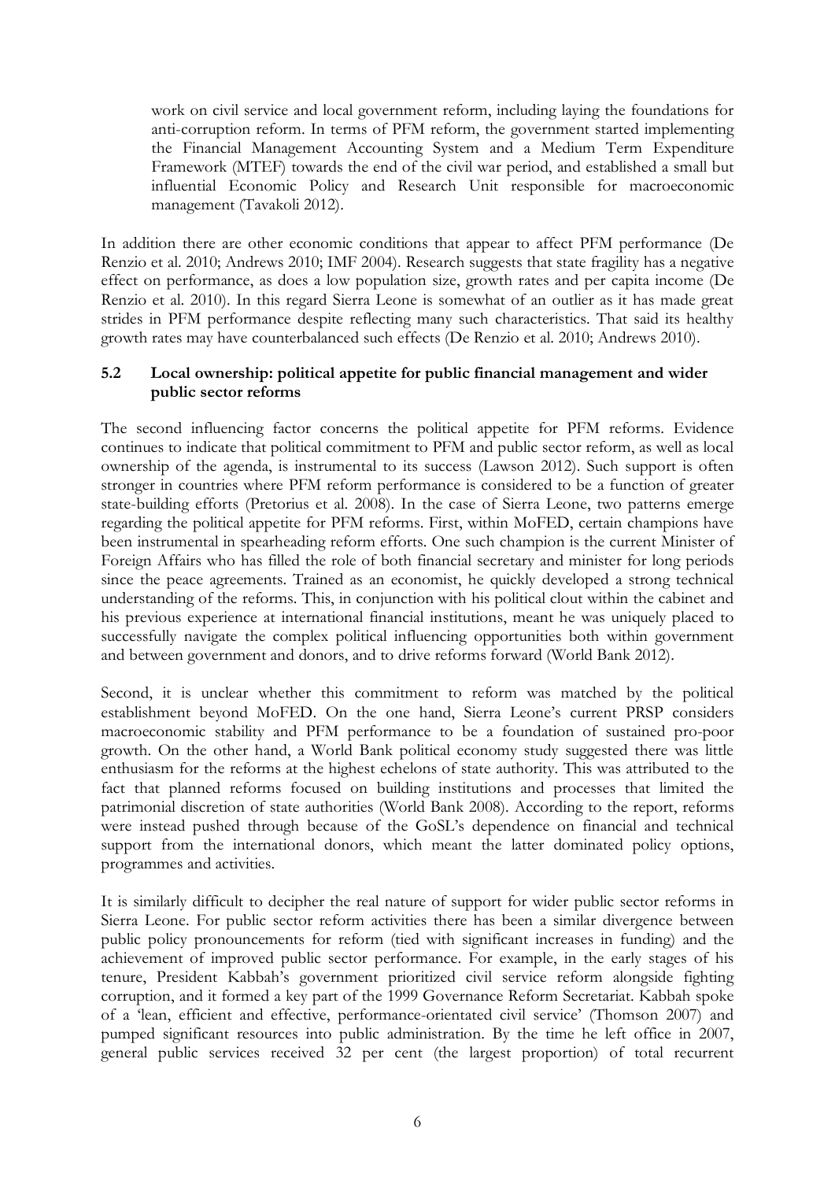work on civil service and local government reform, including laying the foundations for anti-corruption reform. In terms of PFM reform, the government started implementing the Financial Management Accounting System and a Medium Term Expenditure Framework (MTEF) towards the end of the civil war period, and established a small but influential Economic Policy and Research Unit responsible for macroeconomic management (Tavakoli 2012).

In addition there are other economic conditions that appear to affect PFM performance (De Renzio et al. 2010; Andrews 2010; IMF 2004). Research suggests that state fragility has a negative effect on performance, as does a low population size, growth rates and per capita income (De Renzio et al. 2010). In this regard Sierra Leone is somewhat of an outlier as it has made great strides in PFM performance despite reflecting many such characteristics. That said its healthy growth rates may have counterbalanced such effects (De Renzio et al. 2010; Andrews 2010).

### 5.2 Local ownership: political appetite for public financial management and wider public sector reforms

The second influencing factor concerns the political appetite for PFM reforms. Evidence continues to indicate that political commitment to PFM and public sector reform, as well as local ownership of the agenda, is instrumental to its success (Lawson 2012). Such support is often stronger in countries where PFM reform performance is considered to be a function of greater state-building efforts (Pretorius et al. 2008). In the case of Sierra Leone, two patterns emerge regarding the political appetite for PFM reforms. First, within MoFED, certain champions have been instrumental in spearheading reform efforts. One such champion is the current Minister of Foreign Affairs who has filled the role of both financial secretary and minister for long periods since the peace agreements. Trained as an economist, he quickly developed a strong technical understanding of the reforms. This, in conjunction with his political clout within the cabinet and his previous experience at international financial institutions, meant he was uniquely placed to successfully navigate the complex political influencing opportunities both within government and between government and donors, and to drive reforms forward (World Bank 2012).

Second, it is unclear whether this commitment to reform was matched by the political establishment beyond MoFED. On the one hand, Sierra Leone's current PRSP considers macroeconomic stability and PFM performance to be a foundation of sustained pro-poor growth. On the other hand, a World Bank political economy study suggested there was little enthusiasm for the reforms at the highest echelons of state authority. This was attributed to the fact that planned reforms focused on building institutions and processes that limited the patrimonial discretion of state authorities (World Bank 2008). According to the report, reforms were instead pushed through because of the GoSL's dependence on financial and technical support from the international donors, which meant the latter dominated policy options, programmes and activities.

It is similarly difficult to decipher the real nature of support for wider public sector reforms in Sierra Leone. For public sector reform activities there has been a similar divergence between public policy pronouncements for reform (tied with significant increases in funding) and the achievement of improved public sector performance. For example, in the early stages of his tenure, President Kabbah's government prioritized civil service reform alongside fighting corruption, and it formed a key part of the 1999 Governance Reform Secretariat. Kabbah spoke of a 'lean, efficient and effective, performance-orientated civil service' (Thomson 2007) and pumped significant resources into public administration. By the time he left office in 2007, general public services received 32 per cent (the largest proportion) of total recurrent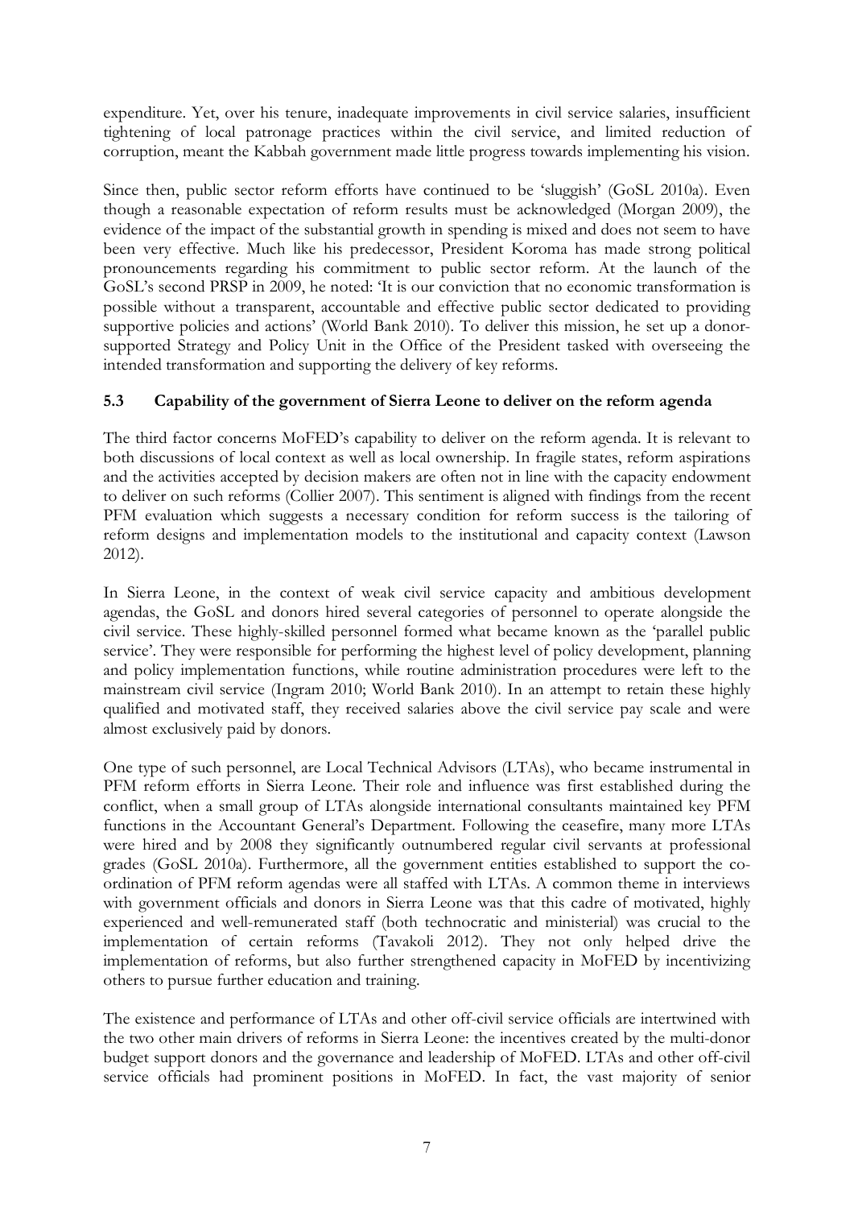expenditure. Yet, over his tenure, inadequate improvements in civil service salaries, insufficient tightening of local patronage practices within the civil service, and limited reduction of corruption, meant the Kabbah government made little progress towards implementing his vision.

Since then, public sector reform efforts have continued to be 'sluggish' (GoSL 2010a). Even though a reasonable expectation of reform results must be acknowledged (Morgan 2009), the evidence of the impact of the substantial growth in spending is mixed and does not seem to have been very effective. Much like his predecessor, President Koroma has made strong political pronouncements regarding his commitment to public sector reform. At the launch of the GoSL's second PRSP in 2009, he noted: 'It is our conviction that no economic transformation is possible without a transparent, accountable and effective public sector dedicated to providing supportive policies and actions' (World Bank 2010). To deliver this mission, he set up a donor-supported Strategy and Policy Unit in the Office of the President tasked with overseeing the intended transformation and supporting the delivery of key reforms.

### 5.3 Capability of the government of Sierra Leone to deliver on the reform agenda

The third factor concerns MoFED's capability to deliver on the reform agenda. It is relevant to both discussions of local context as well as local ownership. In fragile states, reform aspirations and the activities accepted by decision makers are often not in line with the capacity endowment to deliver on such reforms (Collier 2007). This sentiment is aligned with findings from the recent PFM evaluation which suggests a necessary condition for reform success is the tailoring of reform designs and implementation models to the institutional and capacity context (Lawson 2012).

In Sierra Leone, in the context of weak civil service capacity and ambitious development agendas, the GoSL and donors hired several categories of personnel to operate alongside the civil service. These highly-skilled personnel formed what became known as the 'parallel public service'. They were responsible for performing the highest level of policy development, planning and policy implementation functions, while routine administration procedures were left to the mainstream civil service (Ingram 2010; World Bank 2010). In an attempt to retain these highly qualified and motivated staff, they received salaries above the civil service pay scale and were almost exclusively paid by donors.

One type of such personnel, are Local Technical Advisors (LTAs), who became instrumental in PFM reform efforts in Sierra Leone. Their role and influence was first established during the conflict, when a small group of LTAs alongside international consultants maintained key PFM functions in the Accountant General's Department. Following the ceasefire, many more LTAs were hired and by 2008 they significantly outnumbered regular civil servants at professional grades (GoSL 2010a). Furthermore, all the government entities established to support the co-ordination of PFM reform agendas were all staffed with LTAs. A common theme in interviews with government officials and donors in Sierra Leone was that this cadre of motivated, highly experienced and well-remunerated staff (both technocratic and ministerial) was crucial to the implementation of certain reforms (Tavakoli 2012). They not only helped drive the implementation of reforms, but also further strengthened capacity in MoFED by incentivizing others to pursue further education and training.

The existence and performance of LTAs and other off-civil service officials are intertwined with the two other main drivers of reforms in Sierra Leone: the incentives created by the multi-donor budget support donors and the governance and leadership of MoFED. LTAs and other off-civil service officials had prominent positions in MoFED. In fact, the vast majority of senior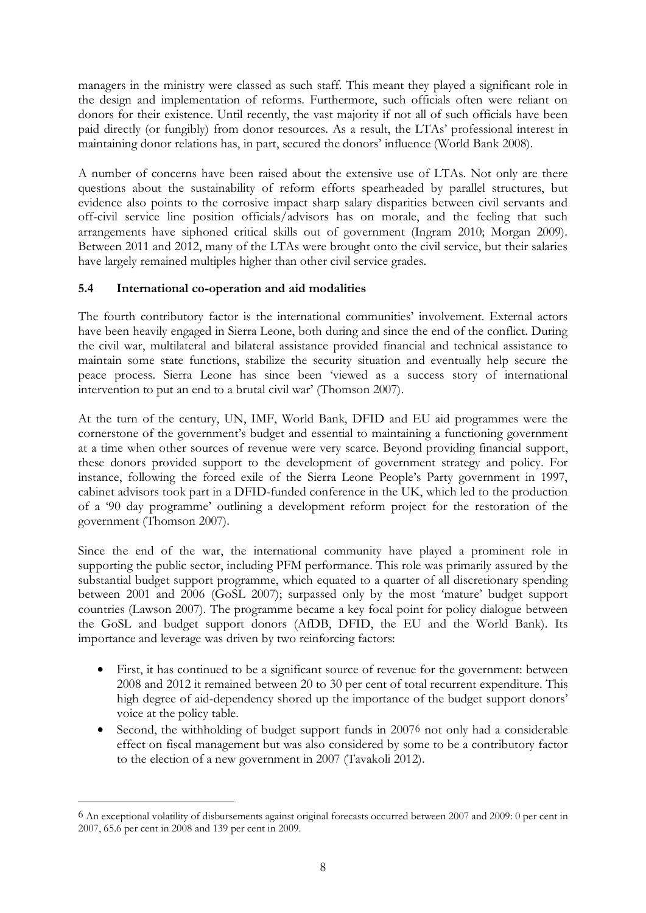managers in the ministry were classed as such staff. This meant they played a significant role in the design and implementation of reforms. Furthermore, such officials often were reliant on donors for their existence. Until recently, the vast majority if not all of such officials have been paid directly (or fungibly) from donor resources. As a result, the LTAs' professional interest in maintaining donor relations has, in part, secured the donors' influence (World Bank 2008).

A number of concerns have been raised about the extensive use of LTAs. Not only are there questions about the sustainability of reform efforts spearheaded by parallel structures, but evidence also points to the corrosive impact sharp salary disparities between civil servants and off-civil service line position officials/advisors has on morale, and the feeling that such arrangements have siphoned critical skills out of government (Ingram 2010; Morgan 2009). Between 2011 and 2012, many of the LTAs were brought onto the civil service, but their salaries have largely remained multiples higher than other civil service grades.

### 5.4 International co-operation and aid modalities

The fourth contributory factor is the international communities' involvement. External actors have been heavily engaged in Sierra Leone, both during and since the end of the conflict. During the civil war, multilateral and bilateral assistance provided financial and technical assistance to maintain some state functions, stabilize the security situation and eventually help secure the peace process. Sierra Leone has since been 'viewed as a success story of international intervention to put an end to a brutal civil war' (Thomson 2007).

At the turn of the century, UN, IMF, World Bank, DFID and EU aid programmes were the cornerstone of the government's budget and essential to maintaining a functioning government at a time when other sources of revenue were very scarce. Beyond providing financial support, these donors provided support to the development of government strategy and policy. For instance, following the forced exile of the Sierra Leone People's Party government in 1997, cabinet advisors took part in a DFID-funded conference in the UK, which led to the production of a '90 day programme' outlining a development reform project for the restoration of the government (Thomson 2007).

Since the end of the war, the international community have played a prominent role in supporting the public sector, including PFM performance. This role was primarily assured by the substantial budget support programme, which equated to a quarter of all discretionary spending between 2001 and 2006 (GoSL 2007); surpassed only by the most 'mature' budget support countries (Lawson 2007). The programme became a key focal point for policy dialogue between the GoSL and budget support donors (AfDB, DFID, the EU and the World Bank). Its importance and leverage was driven by two reinforcing factors:

- First, it has continued to be a significant source of revenue for the government: between 2008 and 2012 it remained between 20 to 30 per cent of total recurrent expenditure. This high degree of aid-dependency shored up the importance of the budget support donors' voice at the policy table.
- Second, the withholding of budget support funds in 2007[6] not only had a considerable effect on fiscal management but was also considered by some to be a contributory factor to the election of a new government in 2007 (Tavakoli 2012).

---

[6] An exceptional volatility of disbursements against original forecasts occurred between 2007 and 2009: 0 per cent in 2007, 65.6 per cent in 2008 and 139 per cent in 2009.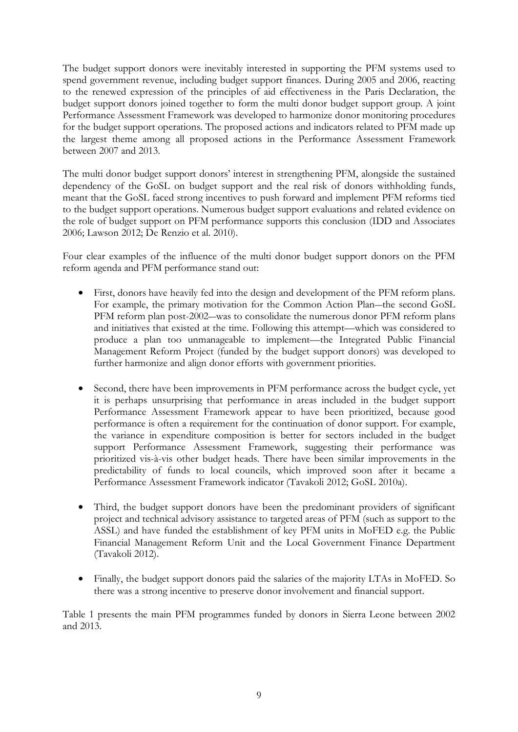The budget support donors were inevitably interested in supporting the PFM systems used to spend government revenue, including budget support finances. During 2005 and 2006, reacting to the renewed expression of the principles of aid effectiveness in the Paris Declaration, the budget support donors joined together to form the multi donor budget support group. A joint Performance Assessment Framework was developed to harmonize donor monitoring procedures for the budget support operations. The proposed actions and indicators related to PFM made up the largest theme among all proposed actions in the Performance Assessment Framework between 2007 and 2013.

The multi donor budget support donors' interest in strengthening PFM, alongside the sustained dependency of the GoSL on budget support and the real risk of donors withholding funds, meant that the GoSL faced strong incentives to push forward and implement PFM reforms tied to the budget support operations. Numerous budget support evaluations and related evidence on the role of budget support on PFM performance supports this conclusion (IDD and Associates 2006; Lawson 2012; De Renzio et al. 2010).

Four clear examples of the influence of the multi donor budget support donors on the PFM reform agenda and PFM performance stand out:

- First, donors have heavily fed into the design and development of the PFM reform plans. For example, the primary motivation for the Common Action Plan—the second GoSL PFM reform plan post-2002—was to consolidate the numerous donor PFM reform plans and initiatives that existed at the time. Following this attempt—which was considered to produce a plan too unmanageable to implement—the Integrated Public Financial Management Reform Project (funded by the budget support donors) was developed to further harmonize and align donor efforts with government priorities.

- Second, there have been improvements in PFM performance across the budget cycle, yet it is perhaps unsurprising that performance in areas included in the budget support Performance Assessment Framework appear to have been prioritized, because good performance is often a requirement for the continuation of donor support. For example, the variance in expenditure composition is better for sectors included in the budget support Performance Assessment Framework, suggesting their performance was prioritized vis-à-vis other budget heads. There have been similar improvements in the predictability of funds to local councils, which improved soon after it became a Performance Assessment Framework indicator (Tavakoli 2012; GoSL 2010a).

- Third, the budget support donors have been the predominant providers of significant project and technical advisory assistance to targeted areas of PFM (such as support to the ASSL) and have funded the establishment of key PFM units in MoFED e.g. the Public Financial Management Reform Unit and the Local Government Finance Department (Tavakoli 2012).

- Finally, the budget support donors paid the salaries of the majority LTAs in MoFED. So there was a strong incentive to preserve donor involvement and financial support.

Table 1 presents the main PFM programmes funded by donors in Sierra Leone between 2002 and 2013.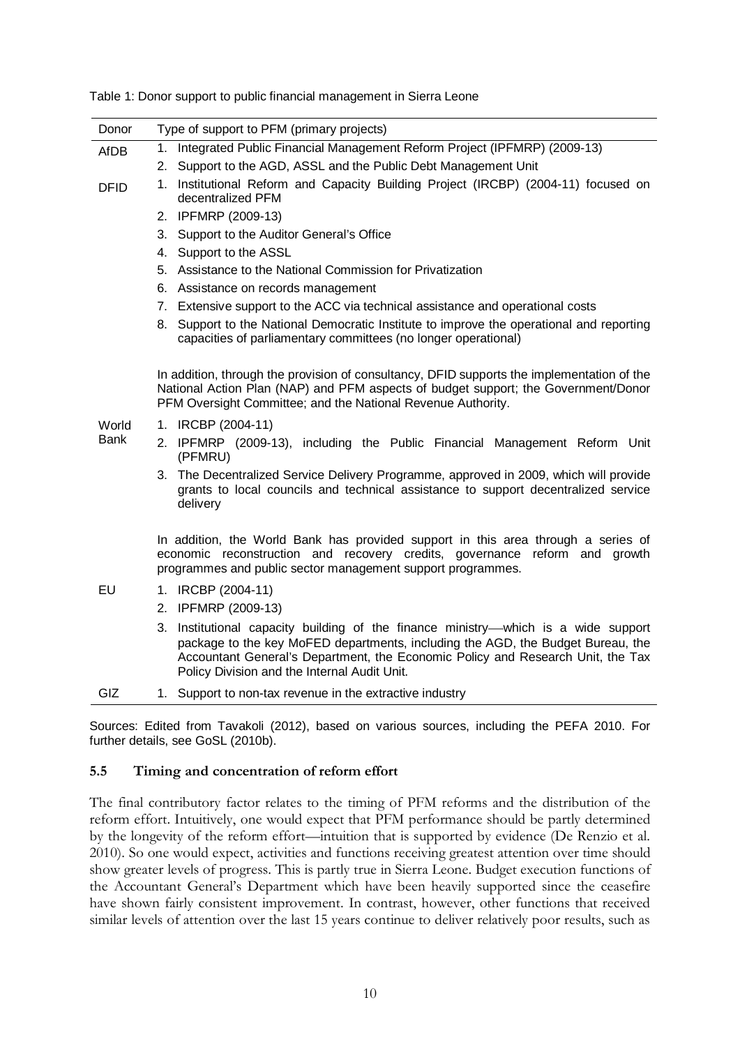Table 1: Donor support to public financial management in Sierra Leone

| Donor | Type of support to PFM (primary projects) |
|---|---|
| AfDB | 1. Integrated Public Financial Management Reform Project (IPFMRP) (2009-13) |
| | 2. Support to the AGD, ASSL and the Public Debt Management Unit |
| DFID | 1. Institutional Reform and Capacity Building Project (IRCBP) (2004-11) focused on decentralized PFM |
| | 2. IPFMRP (2009-13) |
| | 3. Support to the Auditor General's Office |
| | 4. Support to the ASSL |
| | 5. Assistance to the National Commission for Privatization |
| | 6. Assistance on records management |
| | 7. Extensive support to the ACC via technical assistance and operational costs |
| | 8. Support to the National Democratic Institute to improve the operational and reporting capacities of parliamentary committees (no longer operational) |
| | In addition, through the provision of consultancy, DFID supports the implementation of the National Action Plan (NAP) and PFM aspects of budget support; the Government/Donor PFM Oversight Committee; and the National Revenue Authority. |
| World Bank | 1. IRCBP (2004-11) |
| | 2. IPFMRP (2009-13), including the Public Financial Management Reform Unit (PFMRU) |
| | 3. The Decentralized Service Delivery Programme, approved in 2009, which will provide grants to local councils and technical assistance to support decentralized service delivery |
| | In addition, the World Bank has provided support in this area through a series of economic reconstruction and recovery credits, governance reform and growth programmes and public sector management support programmes. |
| EU | 1. IRCBP (2004-11) |
| | 2. IPFMRP (2009-13) |
| | 3. Institutional capacity building of the finance ministry—which is a wide support package to the key MoFED departments, including the AGD, the Budget Bureau, the Accountant General's Department, the Economic Policy and Research Unit, the Tax Policy Division and the Internal Audit Unit. |
| GIZ | 1. Support to non-tax revenue in the extractive industry |

Sources: Edited from Tavakoli (2012), based on various sources, including the PEFA 2010. For further details, see GoSL (2010b).

### 5.5 Timing and concentration of reform effort

The final contributory factor relates to the timing of PFM reforms and the distribution of the reform effort. Intuitively, one would expect that PFM performance should be partly determined by the longevity of the reform effort—intuition that is supported by evidence (De Renzio et al. 2010). So one would expect, activities and functions receiving greatest attention over time should show greater levels of progress. This is partly true in Sierra Leone. Budget execution functions of the Accountant General's Department which have been heavily supported since the ceasefire have shown fairly consistent improvement. In contrast, however, other functions that received similar levels of attention over the last 15 years continue to deliver relatively poor results, such as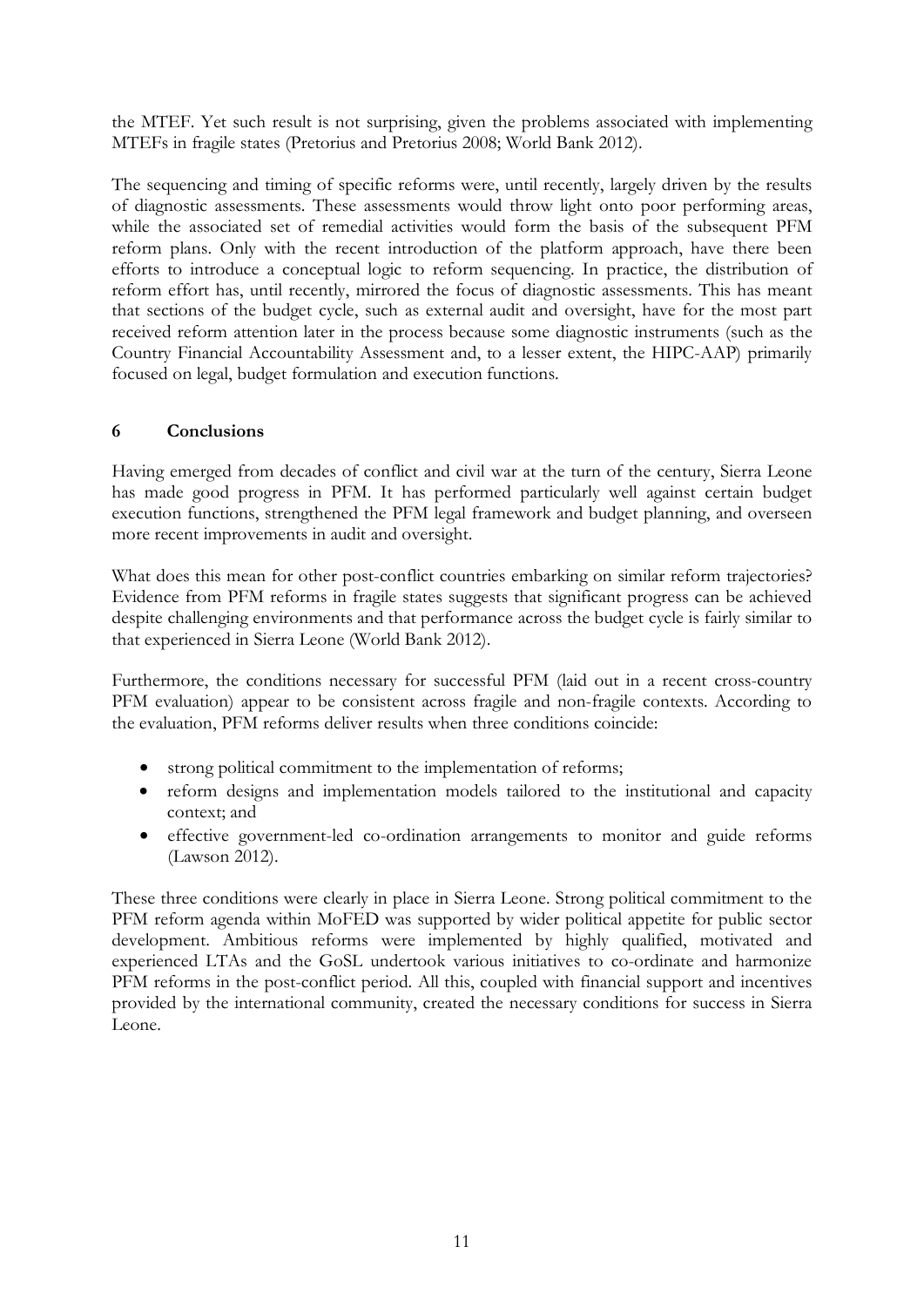the MTEF. Yet such result is not surprising, given the problems associated with implementing MTEFs in fragile states (Pretorius and Pretorius 2008; World Bank 2012).

The sequencing and timing of specific reforms were, until recently, largely driven by the results of diagnostic assessments. These assessments would throw light onto poor performing areas, while the associated set of remedial activities would form the basis of the subsequent PFM reform plans. Only with the recent introduction of the platform approach, have there been efforts to introduce a conceptual logic to reform sequencing. In practice, the distribution of reform effort has, until recently, mirrored the focus of diagnostic assessments. This has meant that sections of the budget cycle, such as external audit and oversight, have for the most part received reform attention later in the process because some diagnostic instruments (such as the Country Financial Accountability Assessment and, to a lesser extent, the HIPC-AAP) primarily focused on legal, budget formulation and execution functions.

## 6 Conclusions

Having emerged from decades of conflict and civil war at the turn of the century, Sierra Leone has made good progress in PFM. It has performed particularly well against certain budget execution functions, strengthened the PFM legal framework and budget planning, and overseen more recent improvements in audit and oversight.

What does this mean for other post-conflict countries embarking on similar reform trajectories? Evidence from PFM reforms in fragile states suggests that significant progress can be achieved despite challenging environments and that performance across the budget cycle is fairly similar to that experienced in Sierra Leone (World Bank 2012).

Furthermore, the conditions necessary for successful PFM (laid out in a recent cross-country PFM evaluation) appear to be consistent across fragile and non-fragile contexts. According to the evaluation, PFM reforms deliver results when three conditions coincide:

- strong political commitment to the implementation of reforms;
- reform designs and implementation models tailored to the institutional and capacity context; and
- effective government-led co-ordination arrangements to monitor and guide reforms (Lawson 2012).

These three conditions were clearly in place in Sierra Leone. Strong political commitment to the PFM reform agenda within MoFED was supported by wider political appetite for public sector development. Ambitious reforms were implemented by highly qualified, motivated and experienced LTAs and the GoSL undertook various initiatives to co-ordinate and harmonize PFM reforms in the post-conflict period. All this, coupled with financial support and incentives provided by the international community, created the necessary conditions for success in Sierra Leone.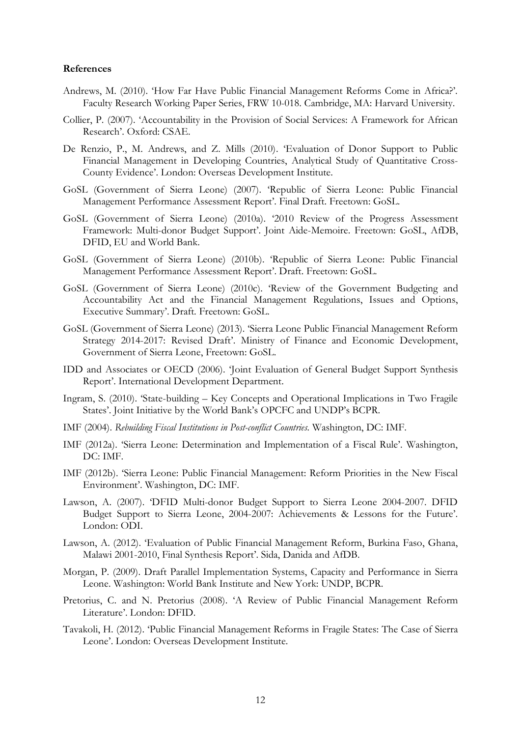**References**

Andrews, M. (2010). 'How Far Have Public Financial Management Reforms Come in Africa?'. Faculty Research Working Paper Series, FRW 10-018. Cambridge, MA: Harvard University.

Collier, P. (2007). 'Accountability in the Provision of Social Services: A Framework for African Research'. Oxford: CSAE.

De Renzio, P., M. Andrews, and Z. Mills (2010). 'Evaluation of Donor Support to Public Financial Management in Developing Countries, Analytical Study of Quantitative Cross-County Evidence'. London: Overseas Development Institute.

GoSL (Government of Sierra Leone) (2007). 'Republic of Sierra Leone: Public Financial Management Performance Assessment Report'. Final Draft. Freetown: GoSL.

GoSL (Government of Sierra Leone) (2010a). '2010 Review of the Progress Assessment Framework: Multi-donor Budget Support'. Joint Aide-Memoire. Freetown: GoSL, AfDB, DFID, EU and World Bank.

GoSL (Government of Sierra Leone) (2010b). 'Republic of Sierra Leone: Public Financial Management Performance Assessment Report'. Draft. Freetown: GoSL.

GoSL (Government of Sierra Leone) (2010c). 'Review of the Government Budgeting and Accountability Act and the Financial Management Regulations, Issues and Options, Executive Summary'. Draft. Freetown: GoSL.

GoSL (Government of Sierra Leone) (2013). 'Sierra Leone Public Financial Management Reform Strategy 2014-2017: Revised Draft'. Ministry of Finance and Economic Development, Government of Sierra Leone, Freetown: GoSL.

IDD and Associates or OECD (2006). 'Joint Evaluation of General Budget Support Synthesis Report'. International Development Department.

Ingram, S. (2010). 'State-building – Key Concepts and Operational Implications in Two Fragile States'. Joint Initiative by the World Bank's OPCFC and UNDP's BCPR.

IMF (2004). *Rebuilding Fiscal Institutions in Post-conflict Countries*. Washington, DC: IMF.

IMF (2012a). 'Sierra Leone: Determination and Implementation of a Fiscal Rule'. Washington, DC: IMF.

IMF (2012b). 'Sierra Leone: Public Financial Management: Reform Priorities in the New Fiscal Environment'. Washington, DC: IMF.

Lawson, A. (2007). 'DFID Multi-donor Budget Support to Sierra Leone 2004-2007. DFID Budget Support to Sierra Leone, 2004-2007: Achievements & Lessons for the Future'. London: ODI.

Lawson, A. (2012). 'Evaluation of Public Financial Management Reform, Burkina Faso, Ghana, Malawi 2001-2010, Final Synthesis Report'. Sida, Danida and AfDB.

Morgan, P. (2009). Draft Parallel Implementation Systems, Capacity and Performance in Sierra Leone. Washington: World Bank Institute and New York: UNDP, BCPR.

Pretorius, C. and N. Pretorius (2008). 'A Review of Public Financial Management Reform Literature'. London: DFID.

Tavakoli, H. (2012). 'Public Financial Management Reforms in Fragile States: The Case of Sierra Leone'. London: Overseas Development Institute.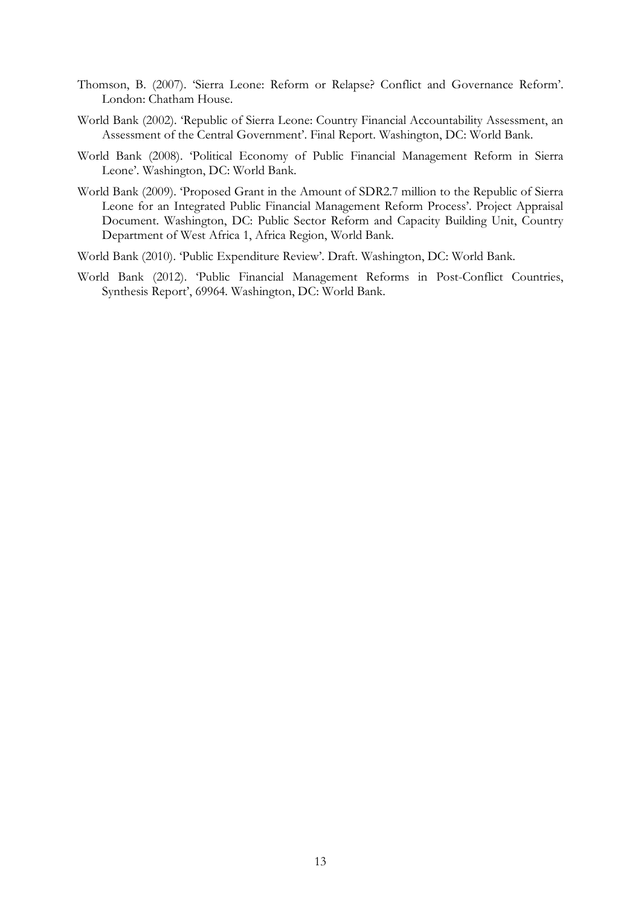Thomson, B. (2007). 'Sierra Leone: Reform or Relapse? Conflict and Governance Reform'. London: Chatham House.

World Bank (2002). 'Republic of Sierra Leone: Country Financial Accountability Assessment, an Assessment of the Central Government'. Final Report. Washington, DC: World Bank.

World Bank (2008). 'Political Economy of Public Financial Management Reform in Sierra Leone'. Washington, DC: World Bank.

World Bank (2009). 'Proposed Grant in the Amount of SDR2.7 million to the Republic of Sierra Leone for an Integrated Public Financial Management Reform Process'. Project Appraisal Document. Washington, DC: Public Sector Reform and Capacity Building Unit, Country Department of West Africa 1, Africa Region, World Bank.

World Bank (2010). 'Public Expenditure Review'. Draft. Washington, DC: World Bank.

World Bank (2012). 'Public Financial Management Reforms in Post-Conflict Countries, Synthesis Report', 69964. Washington, DC: World Bank.